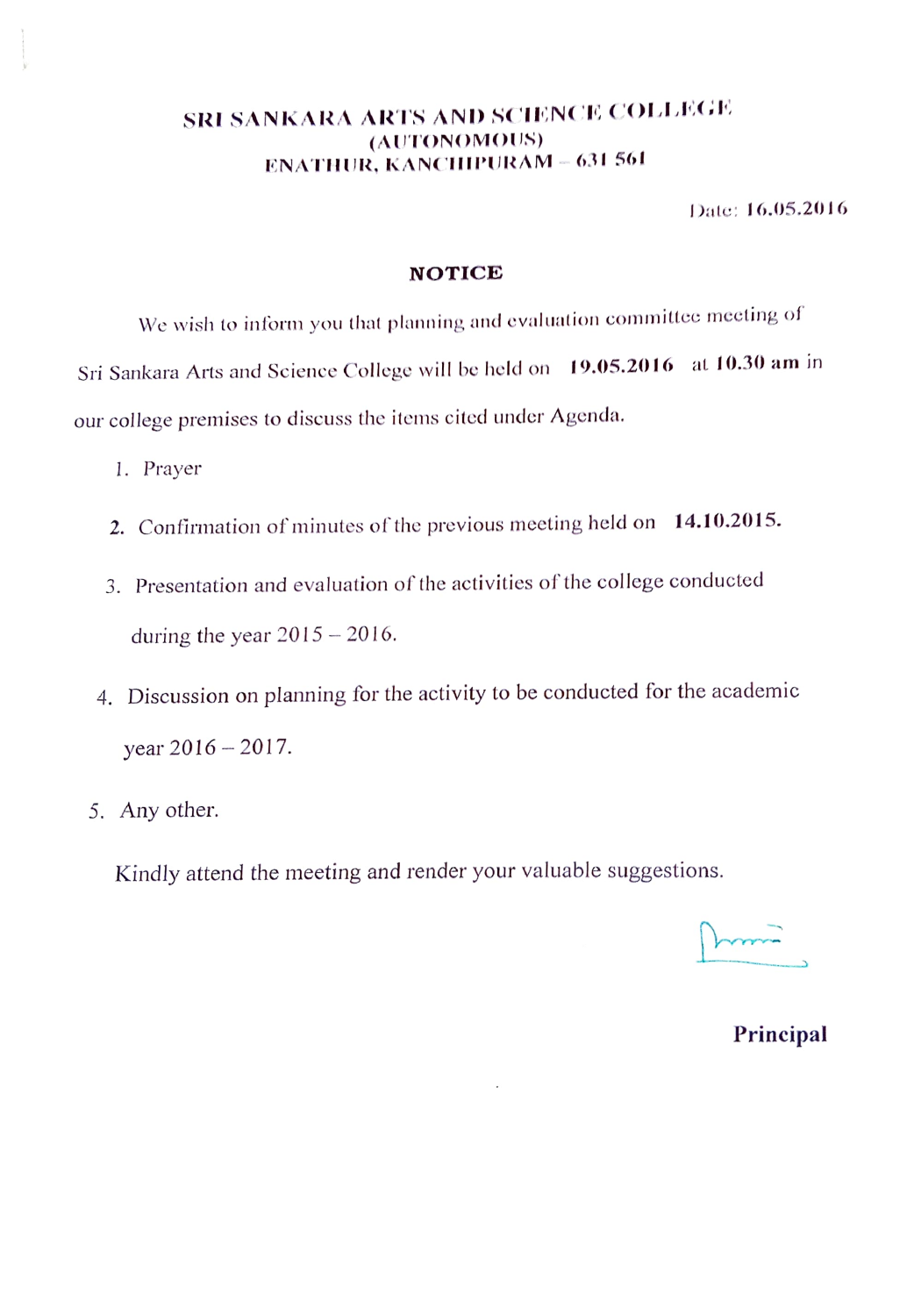**SRI SANKARA ARTS AND SCIENCE COLLEGE**
**(AUTONOMOUS)**
**ENATHUR, KANCHIPURAM – 631 561**

Date: **16.05.2016**

## NOTICE

We wish to inform you that planning and evaluation committee meeting of Sri Sankara Arts and Science College will be held on **19.05.2016** at **10.30 am** in our college premises to discuss the items cited under Agenda.

1. Prayer
2. Confirmation of minutes of the previous meeting held on **14.10.2015.**
3. Presentation and evaluation of the activities of the college conducted during the year 2015 – 2016.
4. Discussion on planning for the activity to be conducted for the academic year 2016 – 2017.
5. Any other.

Kindly attend the meeting and render your valuable suggestions.

**Principal**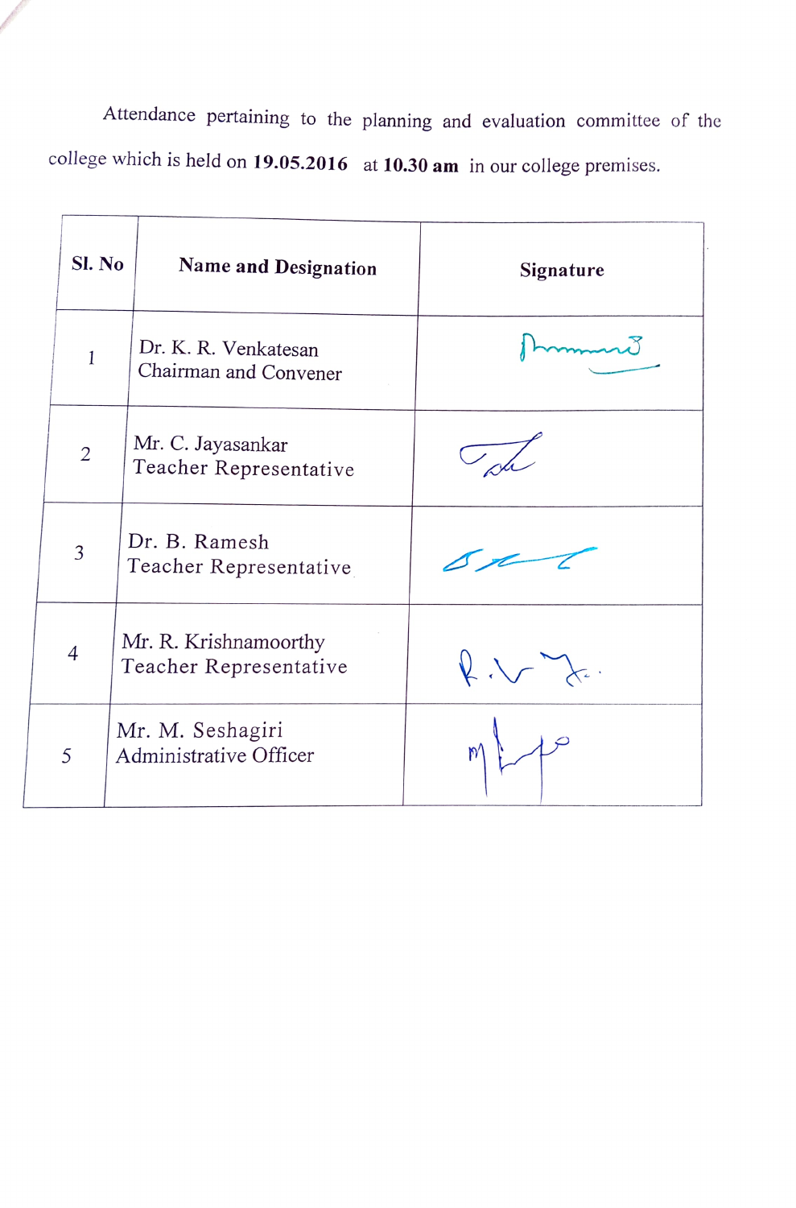Attendance pertaining to the planning and evaluation committee of the college which is held on **19.05.2016** at **10.30 am** in our college premises.

| Sl. No | Name and Designation | Signature |
|---|---|---|
| 1 | Dr. K. R. Venkatesan<br>Chairman and Convener | |
| 2 | Mr. C. Jayasankar<br>Teacher Representative | |
| 3 | Dr. B. Ramesh<br>Teacher Representative | |
| 4 | Mr. R. Krishnamoorthy<br>Teacher Representative | |
| 5 | Mr. M. Seshagiri<br>Administrative Officer | |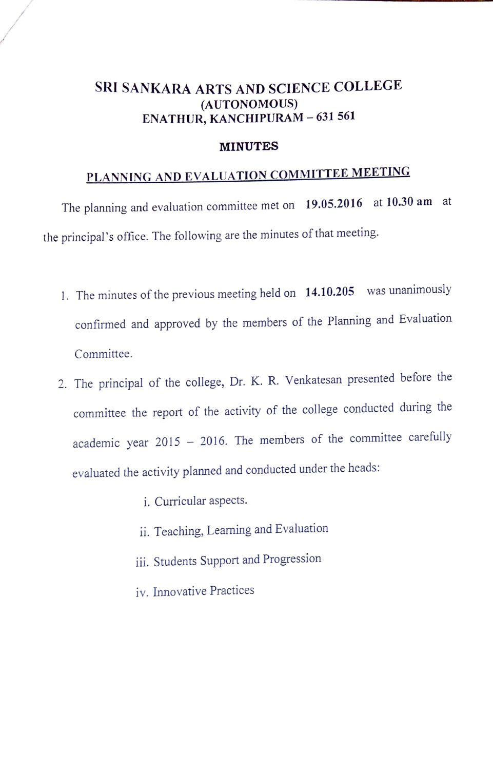# SRI SANKARA ARTS AND SCIENCE COLLEGE
## (AUTONOMOUS)
## ENATHUR, KANCHIPURAM – 631 561

## MINUTES

## PLANNING AND EVALUATION COMMITTEE MEETING

The planning and evaluation committee met on **19.05.2016** at **10.30 am** at the principal's office. The following are the minutes of that meeting.

1. The minutes of the previous meeting held on **14.10.205** was unanimously confirmed and approved by the members of the Planning and Evaluation Committee.
2. The principal of the college, Dr. K. R. Venkatesan presented before the committee the report of the activity of the college conducted during the academic year 2015 – 2016. The members of the committee carefully evaluated the activity planned and conducted under the heads:

    i. Curricular aspects.

    ii. Teaching, Learning and Evaluation

    iii. Students Support and Progression

    iv. Innovative Practices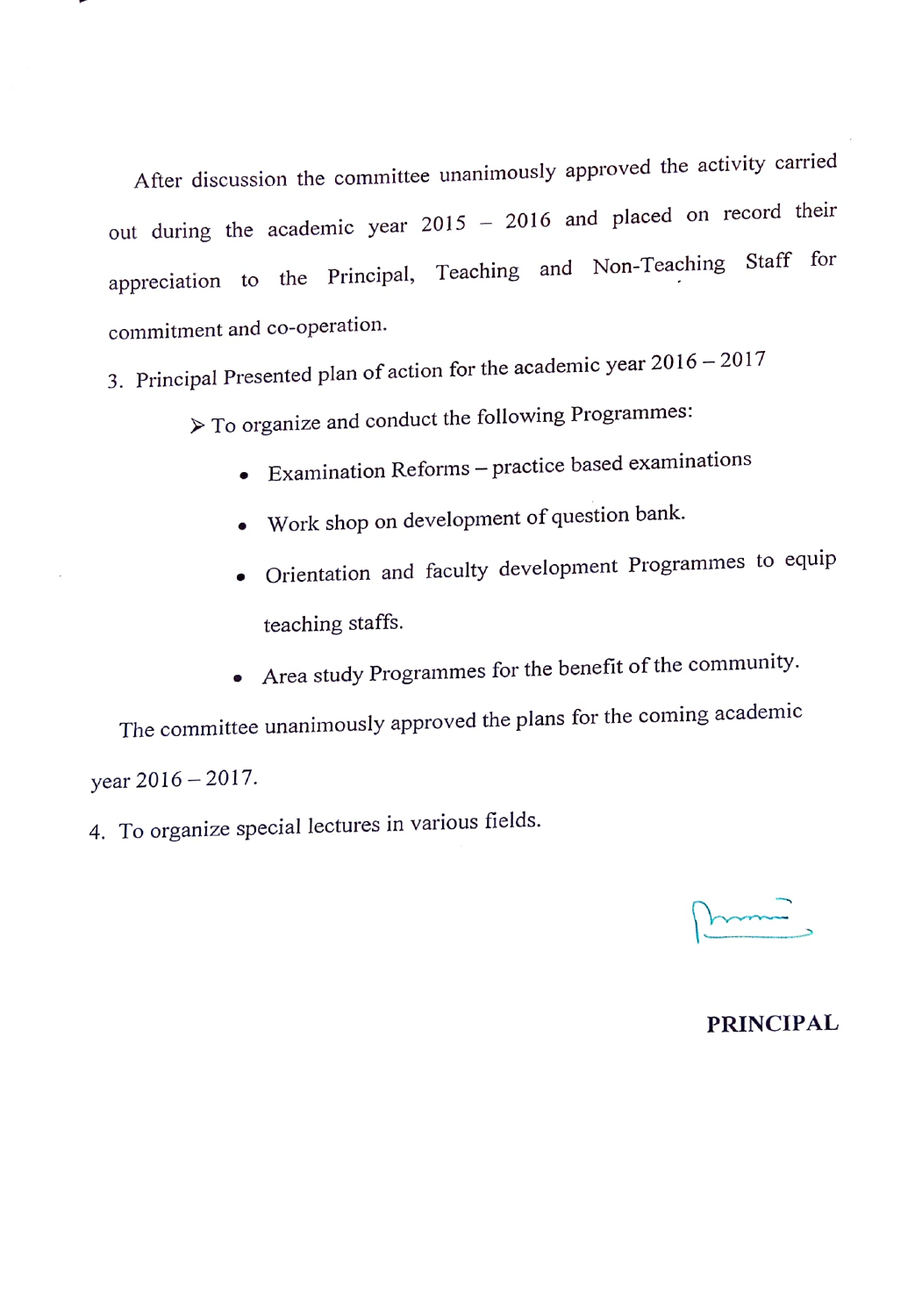After discussion the committee unanimously approved the activity carried out during the academic year 2015 – 2016 and placed on record their appreciation to the Principal, Teaching and Non-Teaching Staff for commitment and co-operation.

3. Principal Presented plan of action for the academic year 2016 – 2017

   ➢ To organize and conduct the following Programmes:

   - Examination Reforms – practice based examinations
   - Work shop on development of question bank.
   - Orientation and faculty development Programmes to equip teaching staffs.
   - Area study Programmes for the benefit of the community.

The committee unanimously approved the plans for the coming academic year 2016 – 2017.

4. To organize special lectures in various fields.

**PRINCIPAL**